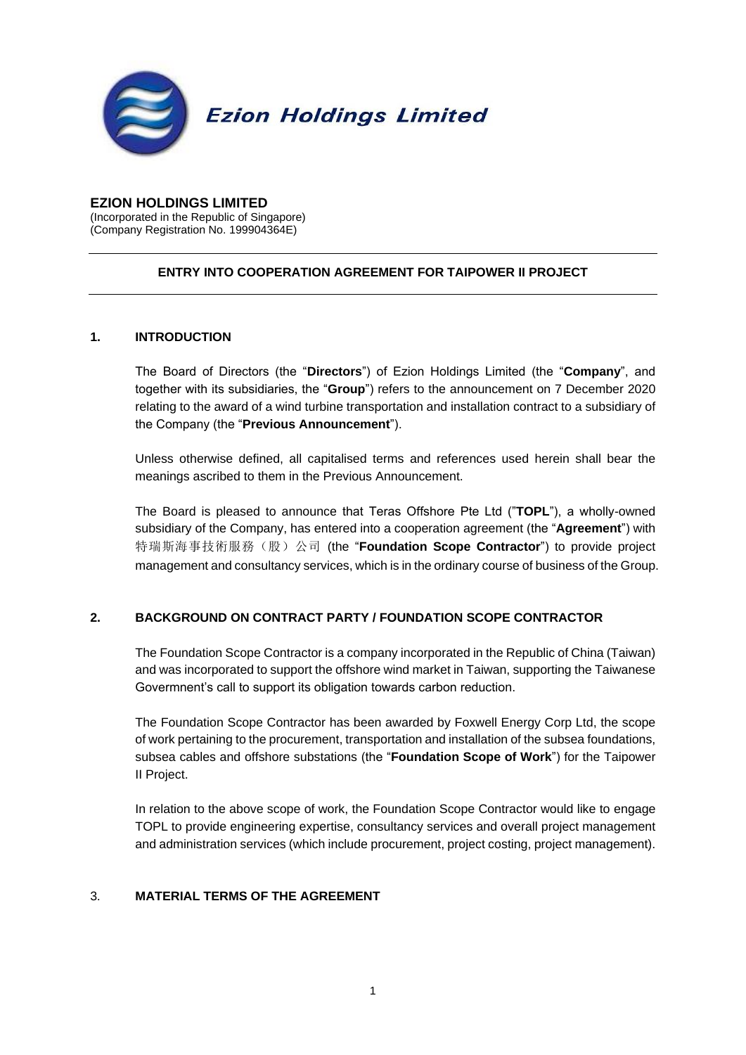**Ezion Holdings Limited**

**EZION HOLDINGS LIMITED**
(Incorporated in the Republic of Singapore)
(Company Registration No. 199904364E)

---

**ENTRY INTO COOPERATION AGREEMENT FOR TAIPOWER II PROJECT**

---

## 1. INTRODUCTION

The Board of Directors (the "**Directors**") of Ezion Holdings Limited (the "**Company**", and together with its subsidiaries, the "**Group**") refers to the announcement on 7 December 2020 relating to the award of a wind turbine transportation and installation contract to a subsidiary of the Company (the "**Previous Announcement**").

Unless otherwise defined, all capitalised terms and references used herein shall bear the meanings ascribed to them in the Previous Announcement.

The Board is pleased to announce that Teras Offshore Pte Ltd ("**TOPL**"), a wholly-owned subsidiary of the Company, has entered into a cooperation agreement (the "**Agreement**") with 特瑞斯海事技術服務（股）公司 (the "**Foundation Scope Contractor**") to provide project management and consultancy services, which is in the ordinary course of business of the Group.

## 2. BACKGROUND ON CONTRACT PARTY / FOUNDATION SCOPE CONTRACTOR

The Foundation Scope Contractor is a company incorporated in the Republic of China (Taiwan) and was incorporated to support the offshore wind market in Taiwan, supporting the Taiwanese Govermnent's call to support its obligation towards carbon reduction.

The Foundation Scope Contractor has been awarded by Foxwell Energy Corp Ltd, the scope of work pertaining to the procurement, transportation and installation of the subsea foundations, subsea cables and offshore substations (the "**Foundation Scope of Work**") for the Taipower II Project.

In relation to the above scope of work, the Foundation Scope Contractor would like to engage TOPL to provide engineering expertise, consultancy services and overall project management and administration services (which include procurement, project costing, project management).

## 3. MATERIAL TERMS OF THE AGREEMENT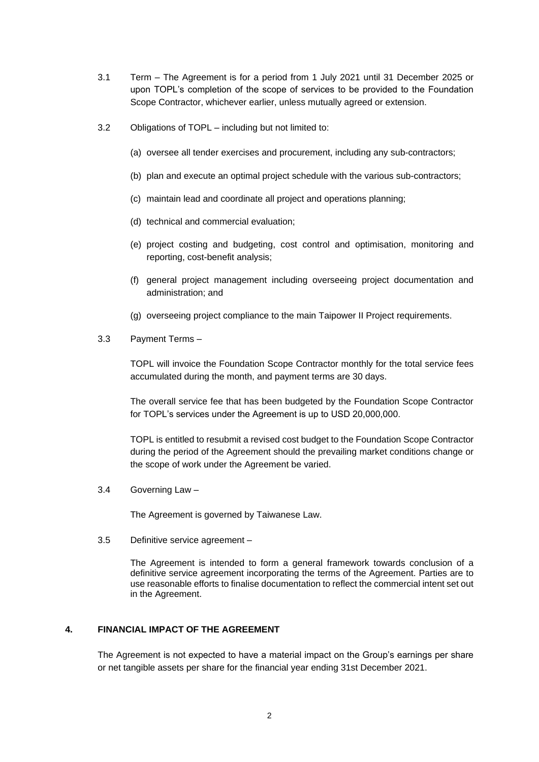3.1 Term – The Agreement is for a period from 1 July 2021 until 31 December 2025 or upon TOPL's completion of the scope of services to be provided to the Foundation Scope Contractor, whichever earlier, unless mutually agreed or extension.

3.2 Obligations of TOPL – including but not limited to:

(a) oversee all tender exercises and procurement, including any sub-contractors;

(b) plan and execute an optimal project schedule with the various sub-contractors;

(c) maintain lead and coordinate all project and operations planning;

(d) technical and commercial evaluation;

(e) project costing and budgeting, cost control and optimisation, monitoring and reporting, cost-benefit analysis;

(f) general project management including overseeing project documentation and administration; and

(g) overseeing project compliance to the main Taipower II Project requirements.

3.3 Payment Terms –

TOPL will invoice the Foundation Scope Contractor monthly for the total service fees accumulated during the month, and payment terms are 30 days.

The overall service fee that has been budgeted by the Foundation Scope Contractor for TOPL's services under the Agreement is up to USD 20,000,000.

TOPL is entitled to resubmit a revised cost budget to the Foundation Scope Contractor during the period of the Agreement should the prevailing market conditions change or the scope of work under the Agreement be varied.

3.4 Governing Law –

The Agreement is governed by Taiwanese Law.

3.5 Definitive service agreement –

The Agreement is intended to form a general framework towards conclusion of a definitive service agreement incorporating the terms of the Agreement. Parties are to use reasonable efforts to finalise documentation to reflect the commercial intent set out in the Agreement.

## 4. FINANCIAL IMPACT OF THE AGREEMENT

The Agreement is not expected to have a material impact on the Group's earnings per share or net tangible assets per share for the financial year ending 31st December 2021.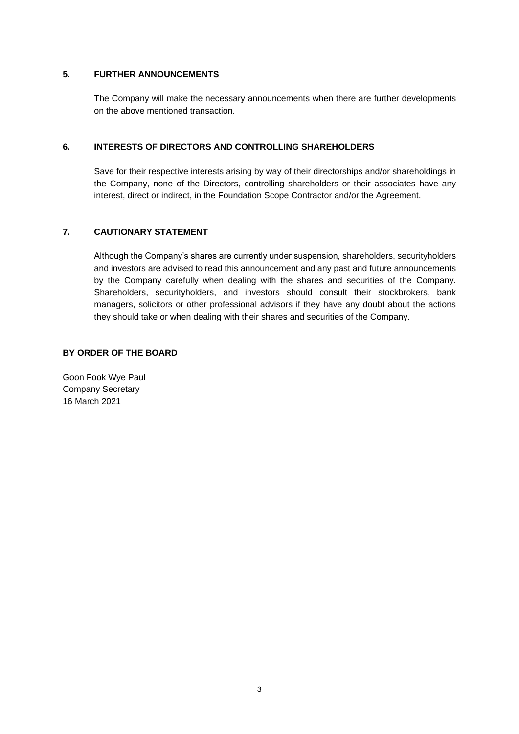## 5. FURTHER ANNOUNCEMENTS

The Company will make the necessary announcements when there are further developments on the above mentioned transaction.

## 6. INTERESTS OF DIRECTORS AND CONTROLLING SHAREHOLDERS

Save for their respective interests arising by way of their directorships and/or shareholdings in the Company, none of the Directors, controlling shareholders or their associates have any interest, direct or indirect, in the Foundation Scope Contractor and/or the Agreement.

## 7. CAUTIONARY STATEMENT

Although the Company's shares are currently under suspension, shareholders, securityholders and investors are advised to read this announcement and any past and future announcements by the Company carefully when dealing with the shares and securities of the Company. Shareholders, securityholders, and investors should consult their stockbrokers, bank managers, solicitors or other professional advisors if they have any doubt about the actions they should take or when dealing with their shares and securities of the Company.

**BY ORDER OF THE BOARD**

Goon Fook Wye Paul
Company Secretary
16 March 2021